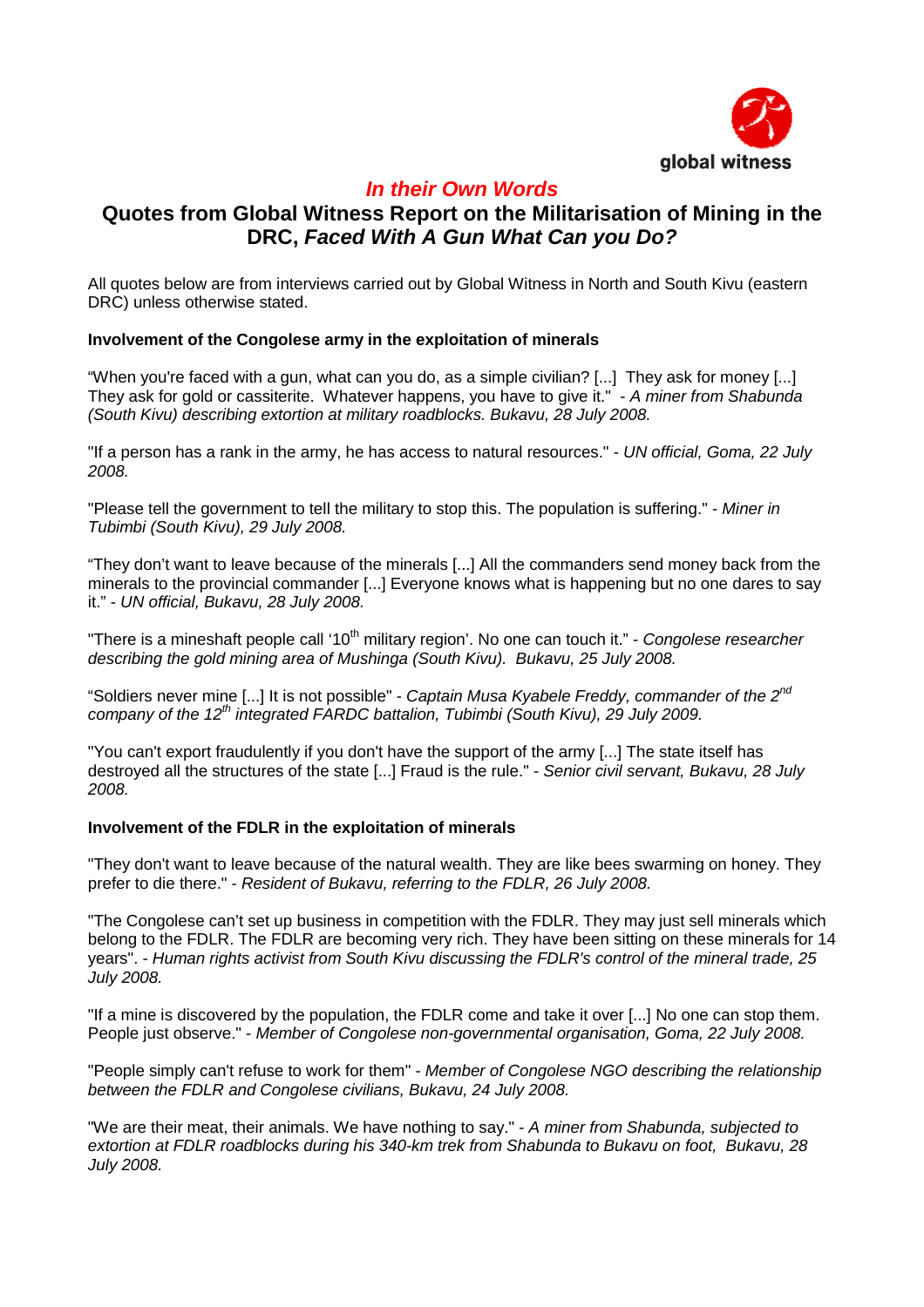global witness

# *In their Own Words*

## Quotes from Global Witness Report on the Militarisation of Mining in the DRC, *Faced With A Gun What Can you Do?*

All quotes below are from interviews carried out by Global Witness in North and South Kivu (eastern DRC) unless otherwise stated.

**Involvement of the Congolese army in the exploitation of minerals**

"When you're faced with a gun, what can you do, as a simple civilian? [...] They ask for money [...] They ask for gold or cassiterite. Whatever happens, you have to give it." - *A miner from Shabunda (South Kivu) describing extortion at military roadblocks. Bukavu, 28 July 2008.*

"If a person has a rank in the army, he has access to natural resources." - *UN official, Goma, 22 July 2008.*

"Please tell the government to tell the military to stop this. The population is suffering." - *Miner in Tubimbi (South Kivu), 29 July 2008.*

"They don't want to leave because of the minerals [...] All the commanders send money back from the minerals to the provincial commander [...] Everyone knows what is happening but no one dares to say it." - *UN official, Bukavu, 28 July 2008.*

"There is a mineshaft people call '10th military region'. No one can touch it." - *Congolese researcher describing the gold mining area of Mushinga (South Kivu). Bukavu, 25 July 2008.*

"Soldiers never mine [...] It is not possible" - *Captain Musa Kyabele Freddy, commander of the 2nd company of the 12th integrated FARDC battalion, Tubimbi (South Kivu), 29 July 2009.*

"You can't export fraudulently if you don't have the support of the army [...] The state itself has destroyed all the structures of the state [...] Fraud is the rule." - *Senior civil servant, Bukavu, 28 July 2008.*

**Involvement of the FDLR in the exploitation of minerals**

"They don't want to leave because of the natural wealth. They are like bees swarming on honey. They prefer to die there." - *Resident of Bukavu, referring to the FDLR, 26 July 2008.*

"The Congolese can't set up business in competition with the FDLR. They may just sell minerals which belong to the FDLR. The FDLR are becoming very rich. They have been sitting on these minerals for 14 years". - *Human rights activist from South Kivu discussing the FDLR's control of the mineral trade, 25 July 2008.*

"If a mine is discovered by the population, the FDLR come and take it over [...] No one can stop them. People just observe." - *Member of Congolese non-governmental organisation, Goma, 22 July 2008.*

"People simply can't refuse to work for them" - *Member of Congolese NGO describing the relationship between the FDLR and Congolese civilians, Bukavu, 24 July 2008.*

"We are their meat, their animals. We have nothing to say." - *A miner from Shabunda, subjected to extortion at FDLR roadblocks during his 340-km trek from Shabunda to Bukavu on foot, Bukavu, 28 July 2008.*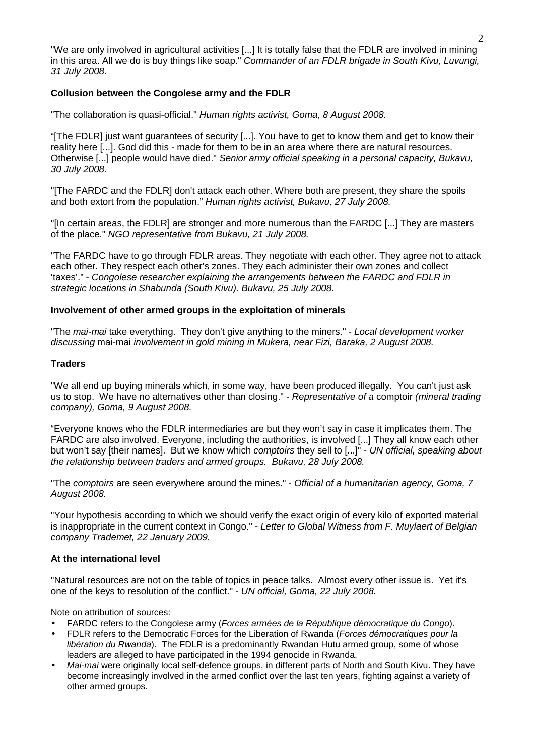"We are only involved in agricultural activities [...] It is totally false that the FDLR are involved in mining in this area. All we do is buy things like soap." *Commander of an FDLR brigade in South Kivu, Luvungi, 31 July 2008.*

**Collusion between the Congolese army and the FDLR**

"The collaboration is quasi-official." *Human rights activist, Goma, 8 August 2008.*

"[The FDLR] just want guarantees of security [...]. You have to get to know them and get to know their reality here [...]. God did this - made for them to be in an area where there are natural resources. Otherwise [...] people would have died." *Senior army official speaking in a personal capacity, Bukavu, 30 July 2008.*

"[The FARDC and the FDLR] don't attack each other. Where both are present, they share the spoils and both extort from the population." *Human rights activist, Bukavu, 27 July 2008.*

"[In certain areas, the FDLR] are stronger and more numerous than the FARDC [...] They are masters of the place." *NGO representative from Bukavu, 21 July 2008.*

"The FARDC have to go through FDLR areas. They negotiate with each other. They agree not to attack each other. They respect each other's zones. They each administer their own zones and collect 'taxes'." - *Congolese researcher explaining the arrangements between the FARDC and FDLR in strategic locations in Shabunda (South Kivu). Bukavu, 25 July 2008.*

**Involvement of other armed groups in the exploitation of minerals**

"The *mai-mai* take everything. They don't give anything to the miners." - *Local development worker discussing* mai-mai *involvement in gold mining in Mukera, near Fizi, Baraka, 2 August 2008.*

**Traders**

"We all end up buying minerals which, in some way, have been produced illegally. You can't just ask us to stop. We have no alternatives other than closing." - *Representative of a* comptoir *(mineral trading company), Goma, 9 August 2008.*

"Everyone knows who the FDLR intermediaries are but they won't say in case it implicates them. The FARDC are also involved. Everyone, including the authorities, is involved [...] They all know each other but won't say [their names]. But we know which *comptoirs* they sell to [...]" - *UN official, speaking about the relationship between traders and armed groups. Bukavu, 28 July 2008.*

"The *comptoirs* are seen everywhere around the mines." - *Official of a humanitarian agency, Goma, 7 August 2008.*

"Your hypothesis according to which we should verify the exact origin of every kilo of exported material is inappropriate in the current context in Congo." - *Letter to Global Witness from F. Muylaert of Belgian company Trademet, 22 January 2009.*

**At the international level**

"Natural resources are not on the table of topics in peace talks. Almost every other issue is. Yet it's one of the keys to resolution of the conflict." - *UN official, Goma, 22 July 2008.*

Note on attribution of sources:

- FARDC refers to the Congolese army (*Forces armées de la République démocratique du Congo*).
- FDLR refers to the Democratic Forces for the Liberation of Rwanda (*Forces démocratiques pour la libération du Rwanda*). The FDLR is a predominantly Rwandan Hutu armed group, some of whose leaders are alleged to have participated in the 1994 genocide in Rwanda.
- *Mai-mai* were originally local self-defence groups, in different parts of North and South Kivu. They have become increasingly involved in the armed conflict over the last ten years, fighting against a variety of other armed groups.